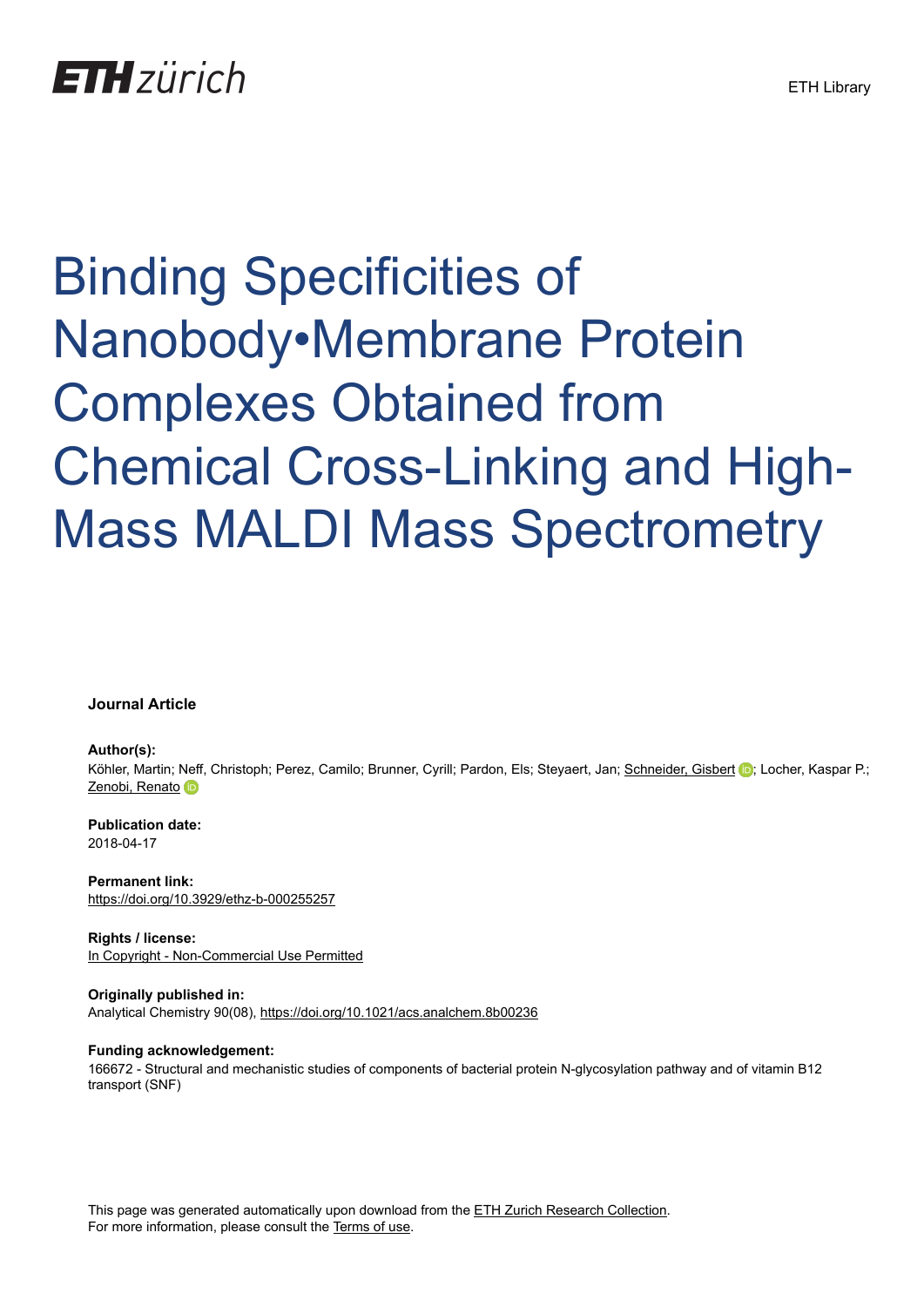ETH zürich

ETH Library

# Binding Specificities of Nanobody•Membrane Protein Complexes Obtained from Chemical Cross-Linking and High-Mass MALDI Mass Spectrometry

**Journal Article**

**Author(s):**
Köhler, Martin; Neff, Christoph; Perez, Camilo; Brunner, Cyrill; Pardon, Els; Steyaert, Jan; Schneider, Gisbert; Locher, Kaspar P.; Zenobi, Renato

**Publication date:**
2018-04-17

**Permanent link:**
https://doi.org/10.3929/ethz-b-000255257

**Rights / license:**
In Copyright - Non-Commercial Use Permitted

**Originally published in:**
Analytical Chemistry 90(08), https://doi.org/10.1021/acs.analchem.8b00236

**Funding acknowledgement:**
166672 - Structural and mechanistic studies of components of bacterial protein N-glycosylation pathway and of vitamin B12 transport (SNF)

This page was generated automatically upon download from the ETH Zurich Research Collection.
For more information, please consult the Terms of use.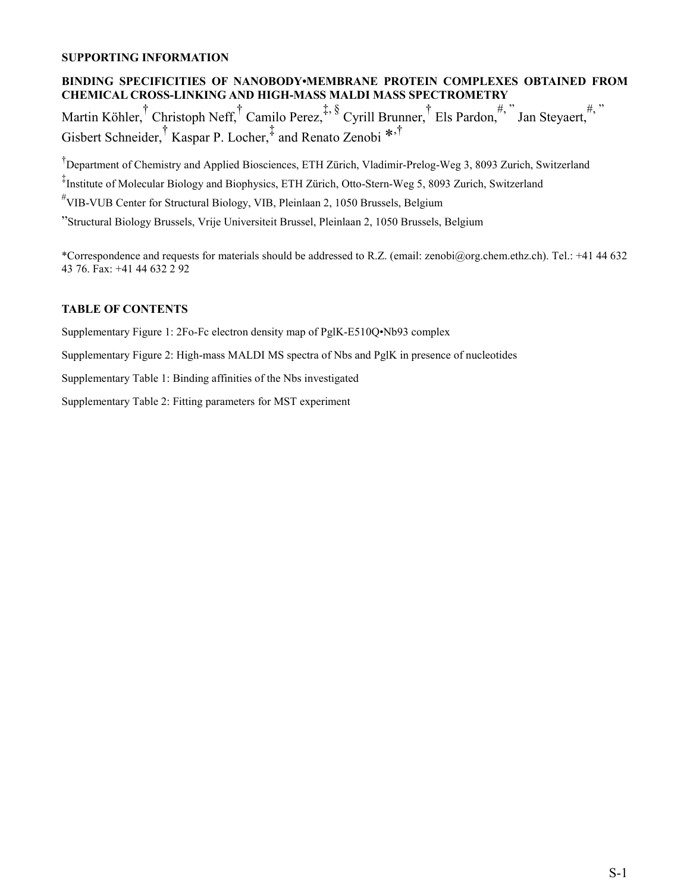**SUPPORTING INFORMATION**

**BINDING SPECIFICITIES OF NANOBODY•MEMBRANE PROTEIN COMPLEXES OBTAINED FROM CHEMICAL CROSS-LINKING AND HIGH-MASS MALDI MASS SPECTROMETRY**

Martin Köhler,[†] Christoph Neff,[†] Camilo Perez,[‡, §] Cyrill Brunner,[†] Els Pardon,[#, ”] Jan Steyaert,[#, ”] Gisbert Schneider,[†] Kaspar P. Locher,[‡] and Renato Zenobi *,[†]

[†]Department of Chemistry and Applied Biosciences, ETH Zürich, Vladimir-Prelog-Weg 3, 8093 Zurich, Switzerland

[‡]Institute of Molecular Biology and Biophysics, ETH Zürich, Otto-Stern-Weg 5, 8093 Zurich, Switzerland

[#]VIB-VUB Center for Structural Biology, VIB, Pleinlaan 2, 1050 Brussels, Belgium

[”]Structural Biology Brussels, Vrije Universiteit Brussel, Pleinlaan 2, 1050 Brussels, Belgium

*Correspondence and requests for materials should be addressed to R.Z. (email: zenobi@org.chem.ethz.ch). Tel.: +41 44 632 43 76. Fax: +41 44 632 2 92

**TABLE OF CONTENTS**

Supplementary Figure 1: 2Fo-Fc electron density map of PglK-E510Q•Nb93 complex

Supplementary Figure 2: High-mass MALDI MS spectra of Nbs and PglK in presence of nucleotides

Supplementary Table 1: Binding affinities of the Nbs investigated

Supplementary Table 2: Fitting parameters for MST experiment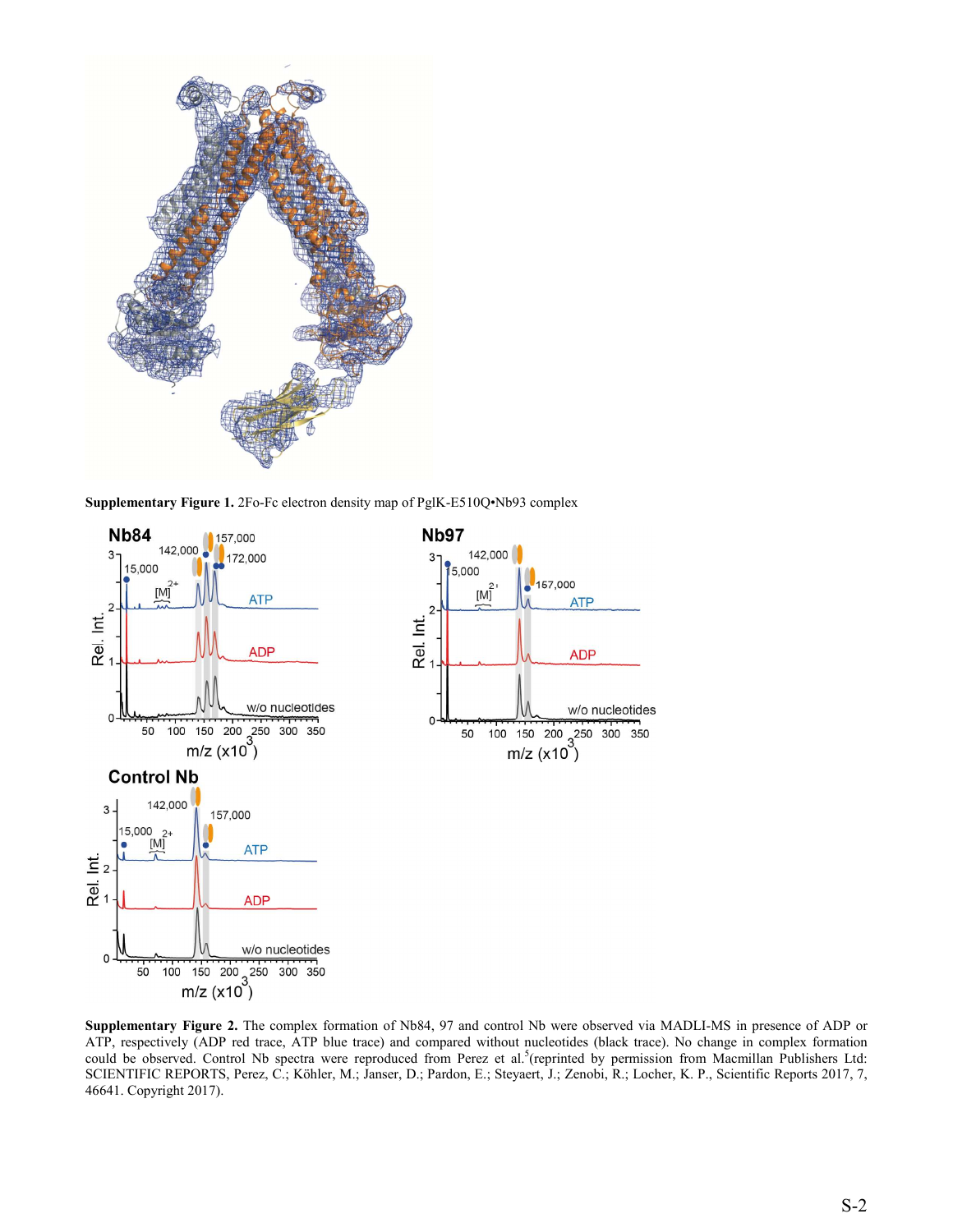**Supplementary Figure 1.** 2Fo-Fc electron density map of PglK-E510Q•Nb93 complex

**Supplementary Figure 2.** The complex formation of Nb84, 97 and control Nb were observed via MADLI-MS in presence of ADP or ATP, respectively (ADP red trace, ATP blue trace) and compared without nucleotides (black trace). No change in complex formation could be observed. Control Nb spectra were reproduced from Perez et al.[5](reprinted by permission from Macmillan Publishers Ltd: SCIENTIFIC REPORTS, Perez, C.; Köhler, M.; Janser, D.; Pardon, E.; Steyaert, J.; Zenobi, R.; Locher, K. P., Scientific Reports 2017, 7, 46641. Copyright 2017).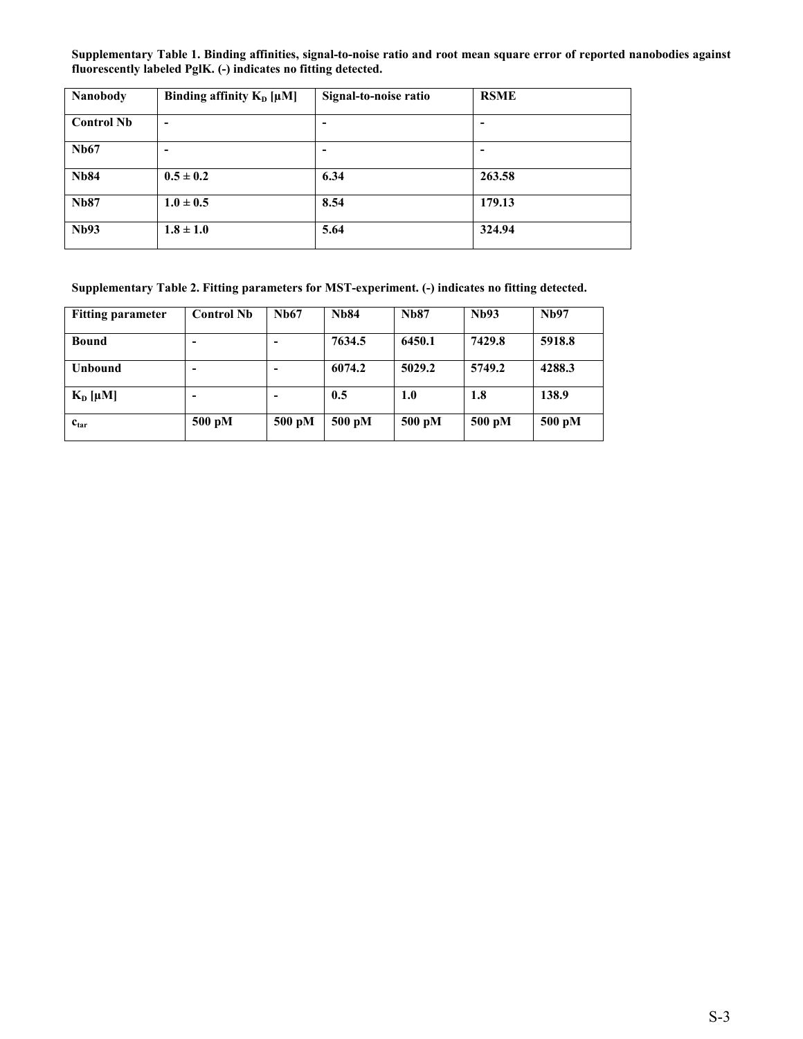**Supplementary Table 1. Binding affinities, signal-to-noise ratio and root mean square error of reported nanobodies against fluorescently labeled PglK. (-) indicates no fitting detected.**

| Nanobody | Binding affinity $K_D$ [μM] | Signal-to-noise ratio | RSME |
|---|---|---|---|
| **Control Nb** | - | - | - |
| **Nb67** | - | - | - |
| **Nb84** | 0.5 ± 0.2 | 6.34 | 263.58 |
| **Nb87** | 1.0 ± 0.5 | 8.54 | 179.13 |
| **Nb93** | 1.8 ± 1.0 | 5.64 | 324.94 |

**Supplementary Table 2. Fitting parameters for MST-experiment. (-) indicates no fitting detected.**

| Fitting parameter | Control Nb | Nb67 | Nb84 | Nb87 | Nb93 | Nb97 |
|---|---|---|---|---|---|---|
| **Bound** | - | - | 7634.5 | 6450.1 | 7429.8 | 5918.8 |
| **Unbound** | - | - | 6074.2 | 5029.2 | 5749.2 | 4288.3 |
| **$K_D$ [μM]** | - | - | 0.5 | 1.0 | 1.8 | 138.9 |
| **$c_{tar}$** | 500 pM | 500 pM | 500 pM | 500 pM | 500 pM | 500 pM |